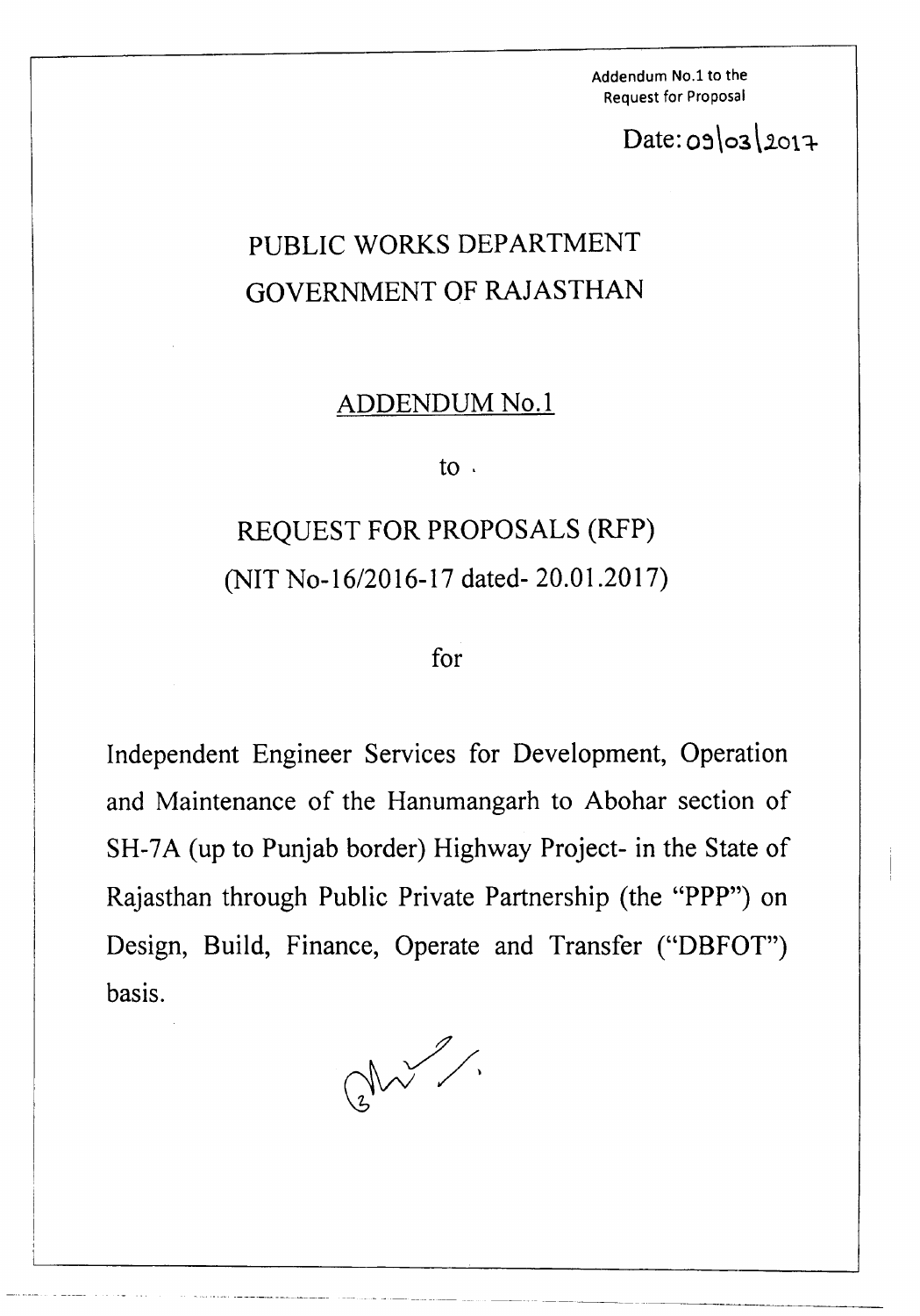Addendum No.1 to the Request for Proposal

Date: 09\03\2017

# PUBLIC WORKS DEPARTMENT
# GOVERNMENT OF RAJASTHAN

## ADDENDUM No.1

to

## REQUEST FOR PROPOSALS (RFP)
## (NIT No-16/2016-17 dated- 20.01.2017)

for

Independent Engineer Services for Development, Operation and Maintenance of the Hanumangarh to Abohar section of SH-7A (up to Punjab border) Highway Project- in the State of Rajasthan through Public Private Partnership (the "PPP") on Design, Build, Finance, Operate and Transfer ("DBFOT") basis.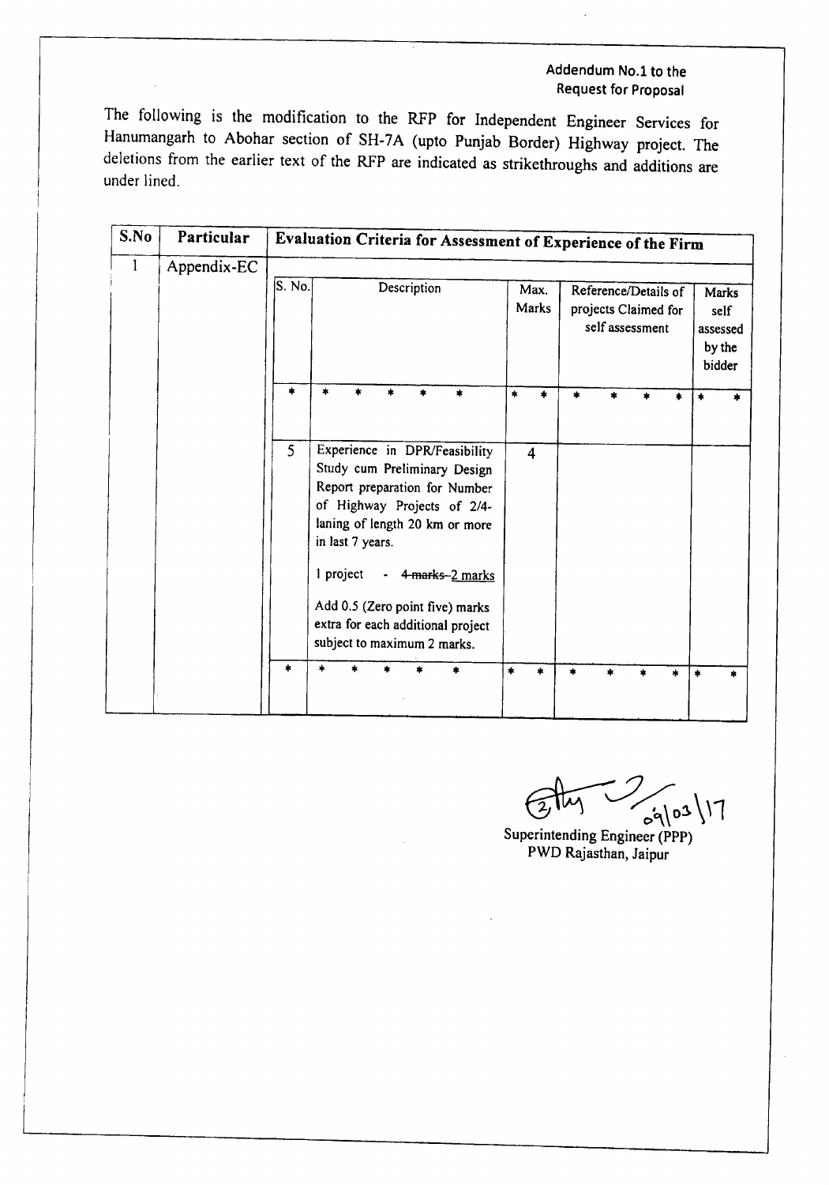Addendum No.1 to the Request for Proposal

The following is the modification to the RFP for Independent Engineer Services for Hanumangarh to Abohar section of SH-7A (upto Punjab Border) Highway project. The deletions from the earlier text of the RFP are indicated as strikethroughs and additions are under lined.

| S.No | Particular | Evaluation Criteria for Assessment of Experience of the Firm | | | | |
|---|---|---|---|---|---|---|
| 1 | Appendix-EC | S. No. | Description | Max. Marks | Reference/Details of projects Claimed for self assessment | Marks self assessed by the bidder |
| | | * | * * * * * | * * | * * * * | * * |
| | | 5 | Experience in DPR/Feasibility Study cum Preliminary Design Report preparation for Number of Highway Projects of 2/4-laning of length 20 km or more in last 7 years.<br><br>1 project - ~~4 marks~~ <u>2 marks</u><br><br>Add 0.5 (Zero point five) marks extra for each additional project subject to maximum 2 marks. | 4 | | |
| | | * | * * * * * | * * | * * * * | * * |

09/03/17

Superintending Engineer (PPP)
PWD Rajasthan, Jaipur